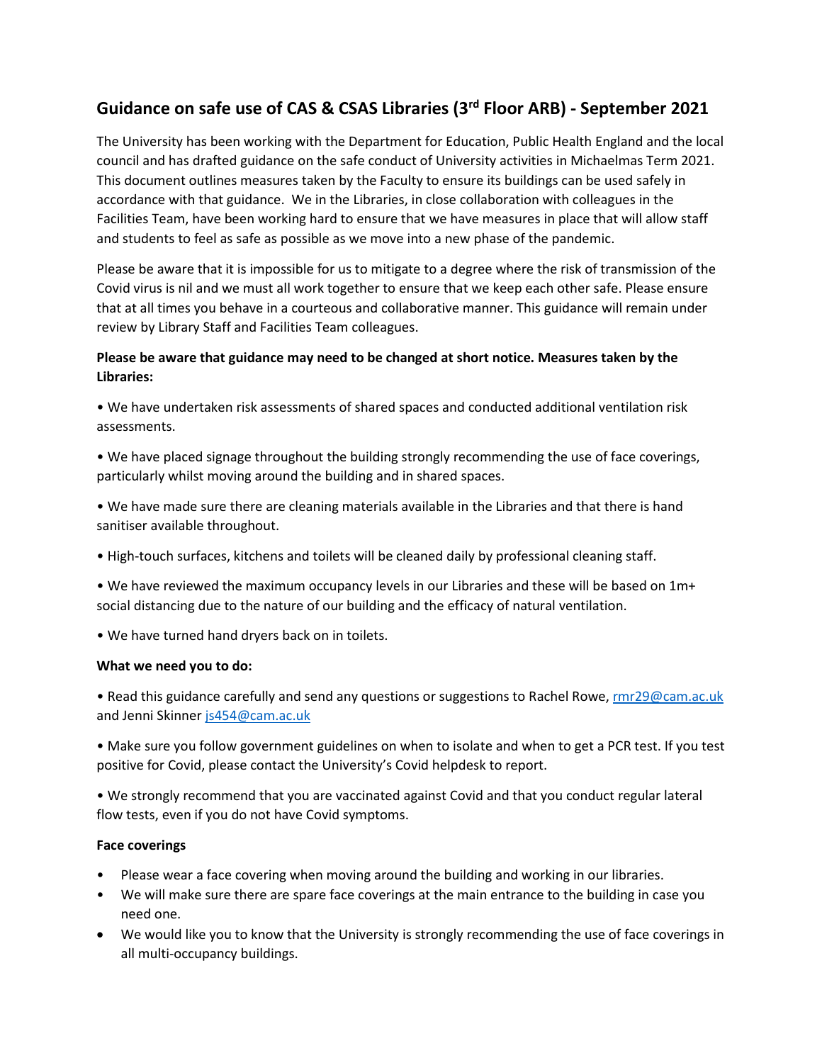# Guidance on safe use of CAS & CSAS Libraries (3rd Floor ARB) - September 2021

The University has been working with the Department for Education, Public Health England and the local council and has drafted guidance on the safe conduct of University activities in Michaelmas Term 2021. This document outlines measures taken by the Faculty to ensure its buildings can be used safely in accordance with that guidance. We in the Libraries, in close collaboration with colleagues in the Facilities Team, have been working hard to ensure that we have measures in place that will allow staff and students to feel as safe as possible as we move into a new phase of the pandemic.

Please be aware that it is impossible for us to mitigate to a degree where the risk of transmission of the Covid virus is nil and we must all work together to ensure that we keep each other safe. Please ensure that at all times you behave in a courteous and collaborative manner. This guidance will remain under review by Library Staff and Facilities Team colleagues.

**Please be aware that guidance may need to be changed at short notice. Measures taken by the Libraries:**

- We have undertaken risk assessments of shared spaces and conducted additional ventilation risk assessments.
- We have placed signage throughout the building strongly recommending the use of face coverings, particularly whilst moving around the building and in shared spaces.
- We have made sure there are cleaning materials available in the Libraries and that there is hand sanitiser available throughout.
- High-touch surfaces, kitchens and toilets will be cleaned daily by professional cleaning staff.
- We have reviewed the maximum occupancy levels in our Libraries and these will be based on 1m+ social distancing due to the nature of our building and the efficacy of natural ventilation.
- We have turned hand dryers back on in toilets.

**What we need you to do:**

- Read this guidance carefully and send any questions or suggestions to Rachel Rowe, rmr29@cam.ac.uk and Jenni Skinner js454@cam.ac.uk
- Make sure you follow government guidelines on when to isolate and when to get a PCR test. If you test positive for Covid, please contact the University's Covid helpdesk to report.
- We strongly recommend that you are vaccinated against Covid and that you conduct regular lateral flow tests, even if you do not have Covid symptoms.

**Face coverings**

- Please wear a face covering when moving around the building and working in our libraries.
- We will make sure there are spare face coverings at the main entrance to the building in case you need one.
- We would like you to know that the University is strongly recommending the use of face coverings in all multi-occupancy buildings.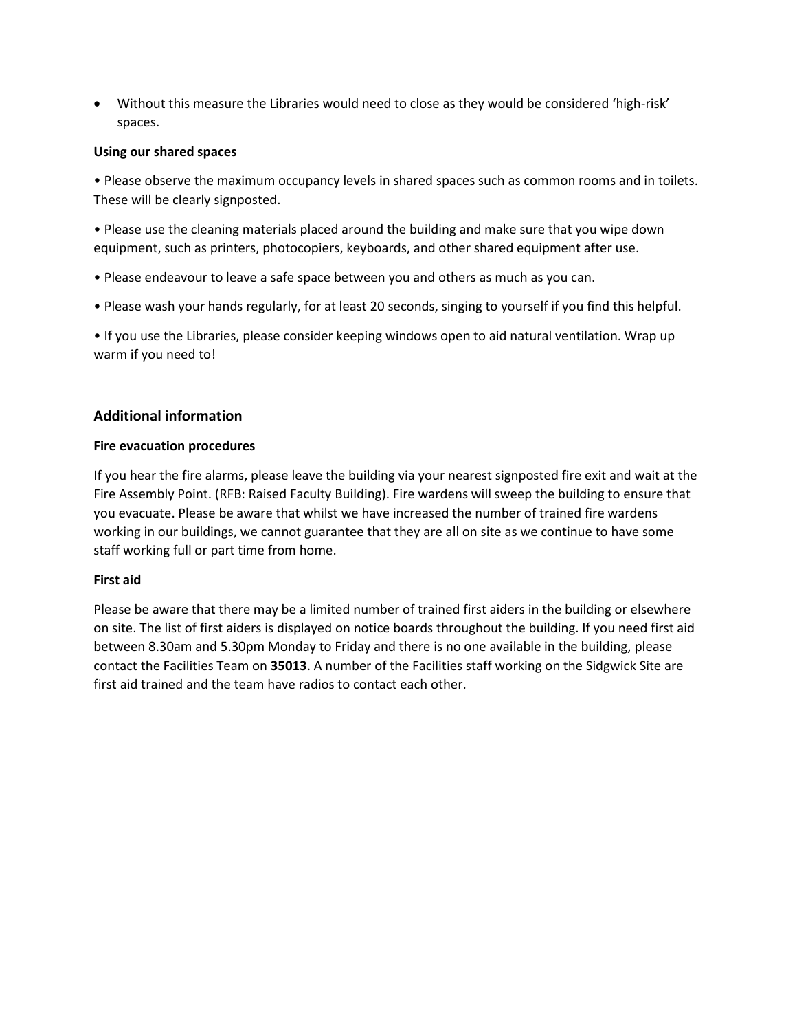- Without this measure the Libraries would need to close as they would be considered 'high-risk' spaces.

**Using our shared spaces**

• Please observe the maximum occupancy levels in shared spaces such as common rooms and in toilets. These will be clearly signposted.

• Please use the cleaning materials placed around the building and make sure that you wipe down equipment, such as printers, photocopiers, keyboards, and other shared equipment after use.

• Please endeavour to leave a safe space between you and others as much as you can.

• Please wash your hands regularly, for at least 20 seconds, singing to yourself if you find this helpful.

• If you use the Libraries, please consider keeping windows open to aid natural ventilation. Wrap up warm if you need to!

## Additional information

**Fire evacuation procedures**

If you hear the fire alarms, please leave the building via your nearest signposted fire exit and wait at the Fire Assembly Point. (RFB: Raised Faculty Building). Fire wardens will sweep the building to ensure that you evacuate. Please be aware that whilst we have increased the number of trained fire wardens working in our buildings, we cannot guarantee that they are all on site as we continue to have some staff working full or part time from home.

**First aid**

Please be aware that there may be a limited number of trained first aiders in the building or elsewhere on site. The list of first aiders is displayed on notice boards throughout the building. If you need first aid between 8.30am and 5.30pm Monday to Friday and there is no one available in the building, please contact the Facilities Team on **35013**. A number of the Facilities staff working on the Sidgwick Site are first aid trained and the team have radios to contact each other.